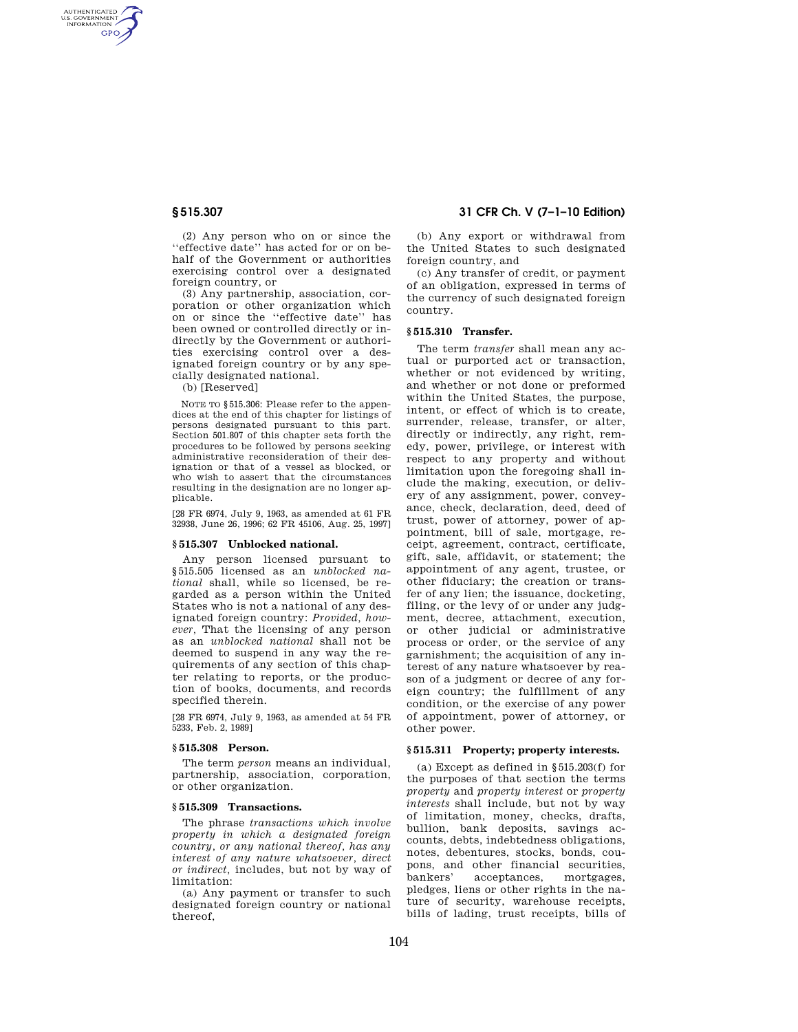(2) Any person who on or since the ''effective date'' has acted for or on behalf of the Government or authorities exercising control over a designated foreign country, or

(3) Any partnership, association, corporation or other organization which on or since the ''effective date'' has been owned or controlled directly or indirectly by the Government or authorities exercising control over a designated foreign country or by any specially designated national.

(b) [Reserved]

NOTE TO §515.306: Please refer to the appendices at the end of this chapter for listings of persons designated pursuant to this part. Section 501.807 of this chapter sets forth the procedures to be followed by persons seeking administrative reconsideration of their designation or that of a vessel as blocked, or who wish to assert that the circumstances resulting in the designation are no longer applicable.

[28 FR 6974, July 9, 1963, as amended at 61 FR 32938, June 26, 1996; 62 FR 45106, Aug. 25, 1997]

### § 515.307 Unblocked national.

Any person licensed pursuant to §515.505 licensed as an *unblocked national* shall, while so licensed, be regarded as a person within the United States who is not a national of any designated foreign country: *Provided, however,* That the licensing of any person as an *unblocked national* shall not be deemed to suspend in any way the requirements of any section of this chapter relating to reports, or the production of books, documents, and records specified therein.

[28 FR 6974, July 9, 1963, as amended at 54 FR 5233, Feb. 2, 1989]

### § 515.308 Person.

The term *person* means an individual, partnership, association, corporation, or other organization.

### § 515.309 Transactions.

The phrase *transactions which involve property in which a designated foreign country, or any national thereof, has any interest of any nature whatsoever, direct or indirect,* includes, but not by way of limitation:

(a) Any payment or transfer to such designated foreign country or national thereof,

(b) Any export or withdrawal from the United States to such designated foreign country, and

(c) Any transfer of credit, or payment of an obligation, expressed in terms of the currency of such designated foreign country.

### § 515.310 Transfer.

The term *transfer* shall mean any actual or purported act or transaction, whether or not evidenced by writing, and whether or not done or preformed within the United States, the purpose, intent, or effect of which is to create, surrender, release, transfer, or alter, directly or indirectly, any right, remedy, power, privilege, or interest with respect to any property and without limitation upon the foregoing shall include the making, execution, or delivery of any assignment, power, conveyance, check, declaration, deed, deed of trust, power of attorney, power of appointment, bill of sale, mortgage, receipt, agreement, contract, certificate, gift, sale, affidavit, or statement; the appointment of any agent, trustee, or other fiduciary; the creation or transfer of any lien; the issuance, docketing, filing, or the levy of or under any judgment, decree, attachment, execution, or other judicial or administrative process or order, or the service of any garnishment; the acquisition of any interest of any nature whatsoever by reason of a judgment or decree of any foreign country; the fulfillment of any condition, or the exercise of any power of appointment, power of attorney, or other power.

### § 515.311 Property; property interests.

(a) Except as defined in §515.203(f) for the purposes of that section the terms *property* and *property interest* or *property interests* shall include, but not by way of limitation, money, checks, drafts, bullion, bank deposits, savings accounts, debts, indebtedness obligations, notes, debentures, stocks, bonds, coupons, and other financial securities, bankers' acceptances, mortgages, pledges, liens or other rights in the nature of security, warehouse receipts, bills of lading, trust receipts, bills of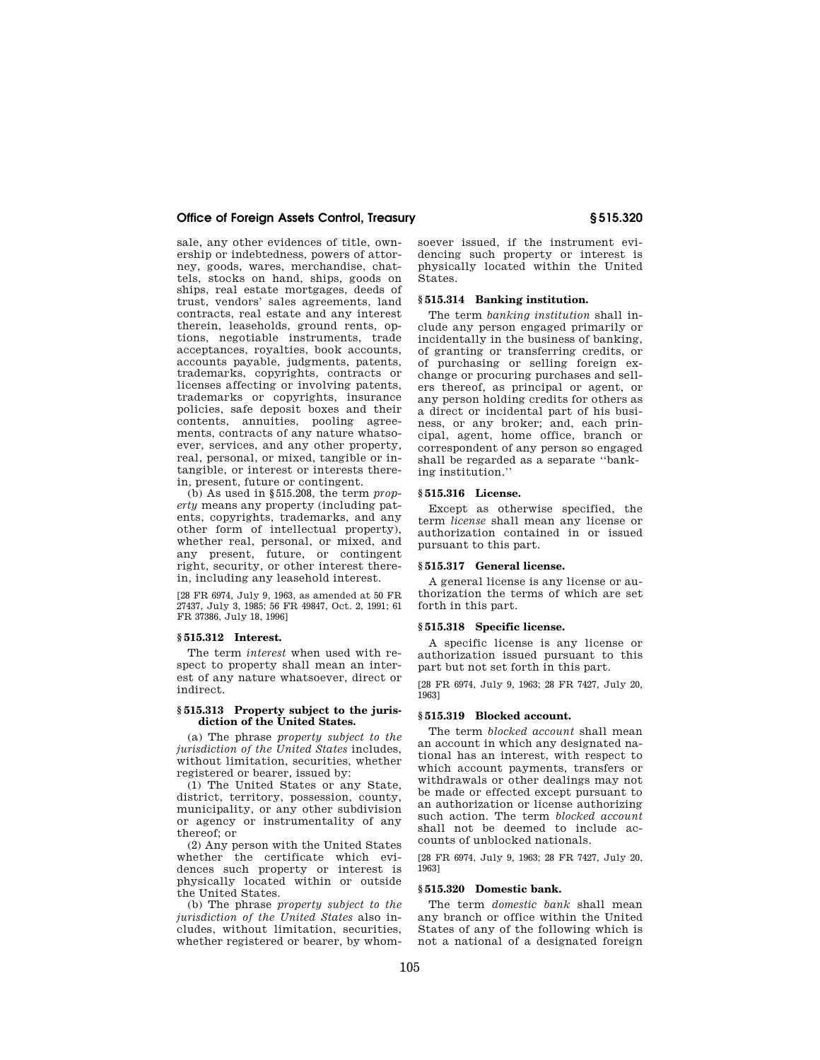sale, any other evidences of title, ownership or indebtedness, powers of attorney, goods, wares, merchandise, chattels, stocks on hand, ships, goods on ships, real estate mortgages, deeds of trust, vendors' sales agreements, land contracts, real estate and any interest therein, leaseholds, ground rents, options, negotiable instruments, trade acceptances, royalties, book accounts, accounts payable, judgments, patents, trademarks, copyrights, contracts or licenses affecting or involving patents, trademarks or copyrights, insurance policies, safe deposit boxes and their contents, annuities, pooling agreements, contracts of any nature whatsoever, services, and any other property, real, personal, or mixed, tangible or intangible, or interest or interests therein, present, future or contingent.

(b) As used in §515.208, the term *property* means any property (including patents, copyrights, trademarks, and any other form of intellectual property), whether real, personal, or mixed, and any present, future, or contingent right, security, or other interest therein, including any leasehold interest.

[28 FR 6974, July 9, 1963, as amended at 50 FR 27437, July 3, 1985; 56 FR 49847, Oct. 2, 1991; 61 FR 37386, July 18, 1996]

### §515.312 Interest.

The term *interest* when used with respect to property shall mean an interest of any nature whatsoever, direct or indirect.

### §515.313 Property subject to the jurisdiction of the United States.

(a) The phrase *property subject to the jurisdiction of the United States* includes, without limitation, securities, whether registered or bearer, issued by:

(1) The United States or any State, district, territory, possession, county, municipality, or any other subdivision or agency or instrumentality of any thereof; or

(2) Any person with the United States whether the certificate which evidences such property or interest is physically located within or outside the United States.

(b) The phrase *property subject to the jurisdiction of the United States* also includes, without limitation, securities, whether registered or bearer, by whomsoever issued, if the instrument evidencing such property or interest is physically located within the United States.

### §515.314 Banking institution.

The term *banking institution* shall include any person engaged primarily or incidentally in the business of banking, of granting or transferring credits, or of purchasing or selling foreign exchange or procuring purchases and sellers thereof, as principal or agent, or any person holding credits for others as a direct or incidental part of his business, or any broker; and, each principal, agent, home office, branch or correspondent of any person so engaged shall be regarded as a separate "banking institution."

### §515.316 License.

Except as otherwise specified, the term *license* shall mean any license or authorization contained in or issued pursuant to this part.

### §515.317 General license.

A general license is any license or authorization the terms of which are set forth in this part.

### §515.318 Specific license.

A specific license is any license or authorization issued pursuant to this part but not set forth in this part.

[28 FR 6974, July 9, 1963; 28 FR 7427, July 20, 1963]

### §515.319 Blocked account.

The term *blocked account* shall mean an account in which any designated national has an interest, with respect to which account payments, transfers or withdrawals or other dealings may not be made or effected except pursuant to an authorization or license authorizing such action. The term *blocked account* shall not be deemed to include accounts of unblocked nationals.

[28 FR 6974, July 9, 1963; 28 FR 7427, July 20, 1963]

### §515.320 Domestic bank.

The term *domestic bank* shall mean any branch or office within the United States of any of the following which is not a national of a designated foreign